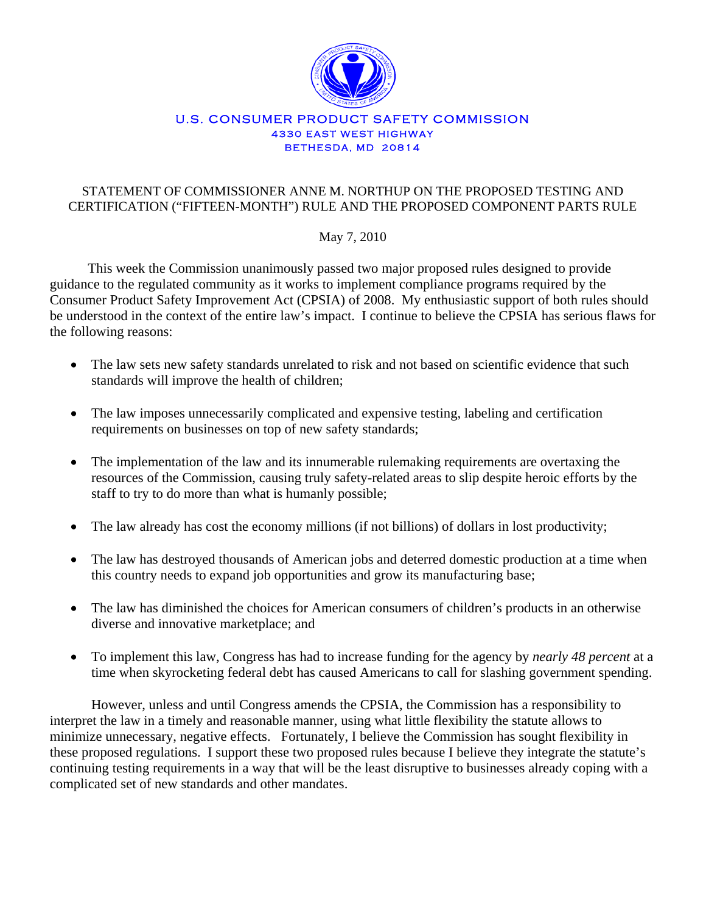U.S. CONSUMER PRODUCT SAFETY COMMISSION
4330 EAST WEST HIGHWAY
BETHESDA, MD 20814

# STATEMENT OF COMMISSIONER ANNE M. NORTHUP ON THE PROPOSED TESTING AND CERTIFICATION ("FIFTEEN-MONTH") RULE AND THE PROPOSED COMPONENT PARTS RULE

May 7, 2010

This week the Commission unanimously passed two major proposed rules designed to provide guidance to the regulated community as it works to implement compliance programs required by the Consumer Product Safety Improvement Act (CPSIA) of 2008. My enthusiastic support of both rules should be understood in the context of the entire law's impact. I continue to believe the CPSIA has serious flaws for the following reasons:

- The law sets new safety standards unrelated to risk and not based on scientific evidence that such standards will improve the health of children;
- The law imposes unnecessarily complicated and expensive testing, labeling and certification requirements on businesses on top of new safety standards;
- The implementation of the law and its innumerable rulemaking requirements are overtaxing the resources of the Commission, causing truly safety-related areas to slip despite heroic efforts by the staff to try to do more than what is humanly possible;
- The law already has cost the economy millions (if not billions) of dollars in lost productivity;
- The law has destroyed thousands of American jobs and deterred domestic production at a time when this country needs to expand job opportunities and grow its manufacturing base;
- The law has diminished the choices for American consumers of children's products in an otherwise diverse and innovative marketplace; and
- To implement this law, Congress has had to increase funding for the agency by *nearly 48 percent* at a time when skyrocketing federal debt has caused Americans to call for slashing government spending.

However, unless and until Congress amends the CPSIA, the Commission has a responsibility to interpret the law in a timely and reasonable manner, using what little flexibility the statute allows to minimize unnecessary, negative effects. Fortunately, I believe the Commission has sought flexibility in these proposed regulations. I support these two proposed rules because I believe they integrate the statute's continuing testing requirements in a way that will be the least disruptive to businesses already coping with a complicated set of new standards and other mandates.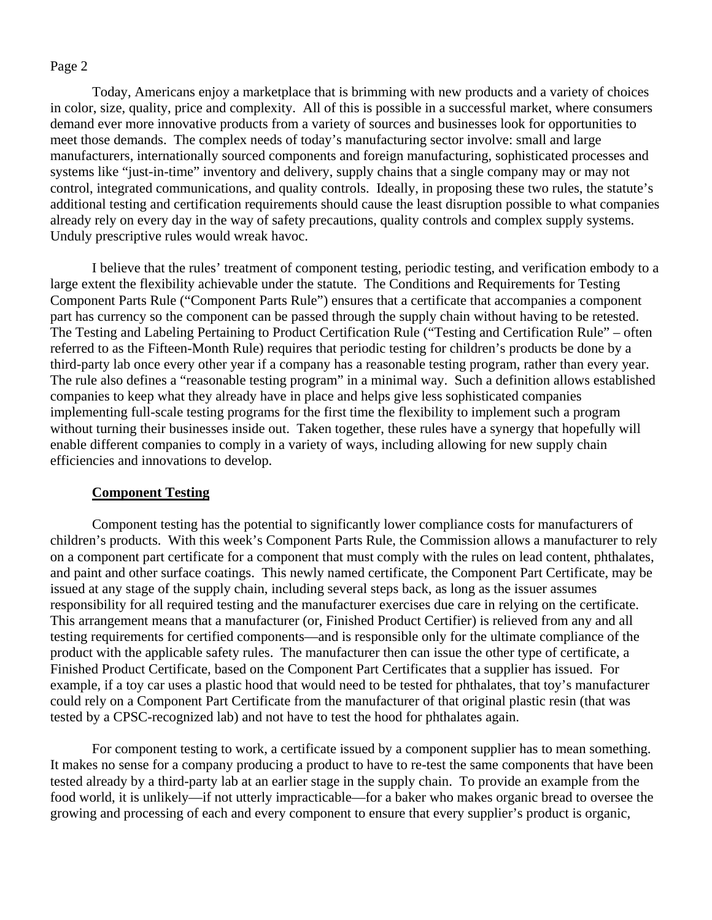Today, Americans enjoy a marketplace that is brimming with new products and a variety of choices in color, size, quality, price and complexity. All of this is possible in a successful market, where consumers demand ever more innovative products from a variety of sources and businesses look for opportunities to meet those demands. The complex needs of today's manufacturing sector involve: small and large manufacturers, internationally sourced components and foreign manufacturing, sophisticated processes and systems like "just-in-time" inventory and delivery, supply chains that a single company may or may not control, integrated communications, and quality controls. Ideally, in proposing these two rules, the statute's additional testing and certification requirements should cause the least disruption possible to what companies already rely on every day in the way of safety precautions, quality controls and complex supply systems. Unduly prescriptive rules would wreak havoc.

I believe that the rules' treatment of component testing, periodic testing, and verification embody to a large extent the flexibility achievable under the statute. The Conditions and Requirements for Testing Component Parts Rule ("Component Parts Rule") ensures that a certificate that accompanies a component part has currency so the component can be passed through the supply chain without having to be retested. The Testing and Labeling Pertaining to Product Certification Rule ("Testing and Certification Rule" – often referred to as the Fifteen-Month Rule) requires that periodic testing for children's products be done by a third-party lab once every other year if a company has a reasonable testing program, rather than every year. The rule also defines a "reasonable testing program" in a minimal way. Such a definition allows established companies to keep what they already have in place and helps give less sophisticated companies implementing full-scale testing programs for the first time the flexibility to implement such a program without turning their businesses inside out. Taken together, these rules have a synergy that hopefully will enable different companies to comply in a variety of ways, including allowing for new supply chain efficiencies and innovations to develop.

**Component Testing**

Component testing has the potential to significantly lower compliance costs for manufacturers of children's products. With this week's Component Parts Rule, the Commission allows a manufacturer to rely on a component part certificate for a component that must comply with the rules on lead content, phthalates, and paint and other surface coatings. This newly named certificate, the Component Part Certificate, may be issued at any stage of the supply chain, including several steps back, as long as the issuer assumes responsibility for all required testing and the manufacturer exercises due care in relying on the certificate. This arrangement means that a manufacturer (or, Finished Product Certifier) is relieved from any and all testing requirements for certified components—and is responsible only for the ultimate compliance of the product with the applicable safety rules. The manufacturer then can issue the other type of certificate, a Finished Product Certificate, based on the Component Part Certificates that a supplier has issued. For example, if a toy car uses a plastic hood that would need to be tested for phthalates, that toy's manufacturer could rely on a Component Part Certificate from the manufacturer of that original plastic resin (that was tested by a CPSC-recognized lab) and not have to test the hood for phthalates again.

For component testing to work, a certificate issued by a component supplier has to mean something. It makes no sense for a company producing a product to have to re-test the same components that have been tested already by a third-party lab at an earlier stage in the supply chain. To provide an example from the food world, it is unlikely—if not utterly impracticable—for a baker who makes organic bread to oversee the growing and processing of each and every component to ensure that every supplier's product is organic,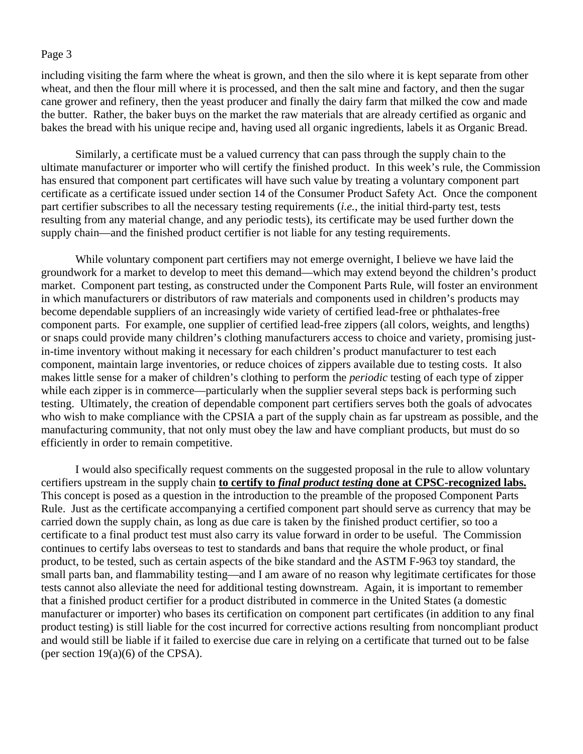including visiting the farm where the wheat is grown, and then the silo where it is kept separate from other wheat, and then the flour mill where it is processed, and then the salt mine and factory, and then the sugar cane grower and refinery, then the yeast producer and finally the dairy farm that milked the cow and made the butter. Rather, the baker buys on the market the raw materials that are already certified as organic and bakes the bread with his unique recipe and, having used all organic ingredients, labels it as Organic Bread.

Similarly, a certificate must be a valued currency that can pass through the supply chain to the ultimate manufacturer or importer who will certify the finished product. In this week's rule, the Commission has ensured that component part certificates will have such value by treating a voluntary component part certificate as a certificate issued under section 14 of the Consumer Product Safety Act. Once the component part certifier subscribes to all the necessary testing requirements (*i.e.*, the initial third-party test, tests resulting from any material change, and any periodic tests), its certificate may be used further down the supply chain—and the finished product certifier is not liable for any testing requirements.

While voluntary component part certifiers may not emerge overnight, I believe we have laid the groundwork for a market to develop to meet this demand—which may extend beyond the children's product market. Component part testing, as constructed under the Component Parts Rule, will foster an environment in which manufacturers or distributors of raw materials and components used in children's products may become dependable suppliers of an increasingly wide variety of certified lead-free or phthalates-free component parts. For example, one supplier of certified lead-free zippers (all colors, weights, and lengths) or snaps could provide many children's clothing manufacturers access to choice and variety, promising just-in-time inventory without making it necessary for each children's product manufacturer to test each component, maintain large inventories, or reduce choices of zippers available due to testing costs. It also makes little sense for a maker of children's clothing to perform the *periodic* testing of each type of zipper while each zipper is in commerce—particularly when the supplier several steps back is performing such testing. Ultimately, the creation of dependable component part certifiers serves both the goals of advocates who wish to make compliance with the CPSIA a part of the supply chain as far upstream as possible, and the manufacturing community, that not only must obey the law and have compliant products, but must do so efficiently in order to remain competitive.

I would also specifically request comments on the suggested proposal in the rule to allow voluntary certifiers upstream in the supply chain **to certify to *final product testing* done at CPSC-recognized labs.** This concept is posed as a question in the introduction to the preamble of the proposed Component Parts Rule. Just as the certificate accompanying a certified component part should serve as currency that may be carried down the supply chain, as long as due care is taken by the finished product certifier, so too a certificate to a final product test must also carry its value forward in order to be useful. The Commission continues to certify labs overseas to test to standards and bans that require the whole product, or final product, to be tested, such as certain aspects of the bike standard and the ASTM F-963 toy standard, the small parts ban, and flammability testing—and I am aware of no reason why legitimate certificates for those tests cannot also alleviate the need for additional testing downstream. Again, it is important to remember that a finished product certifier for a product distributed in commerce in the United States (a domestic manufacturer or importer) who bases its certification on component part certificates (in addition to any final product testing) is still liable for the cost incurred for corrective actions resulting from noncompliant product and would still be liable if it failed to exercise due care in relying on a certificate that turned out to be false (per section 19(a)(6) of the CPSA).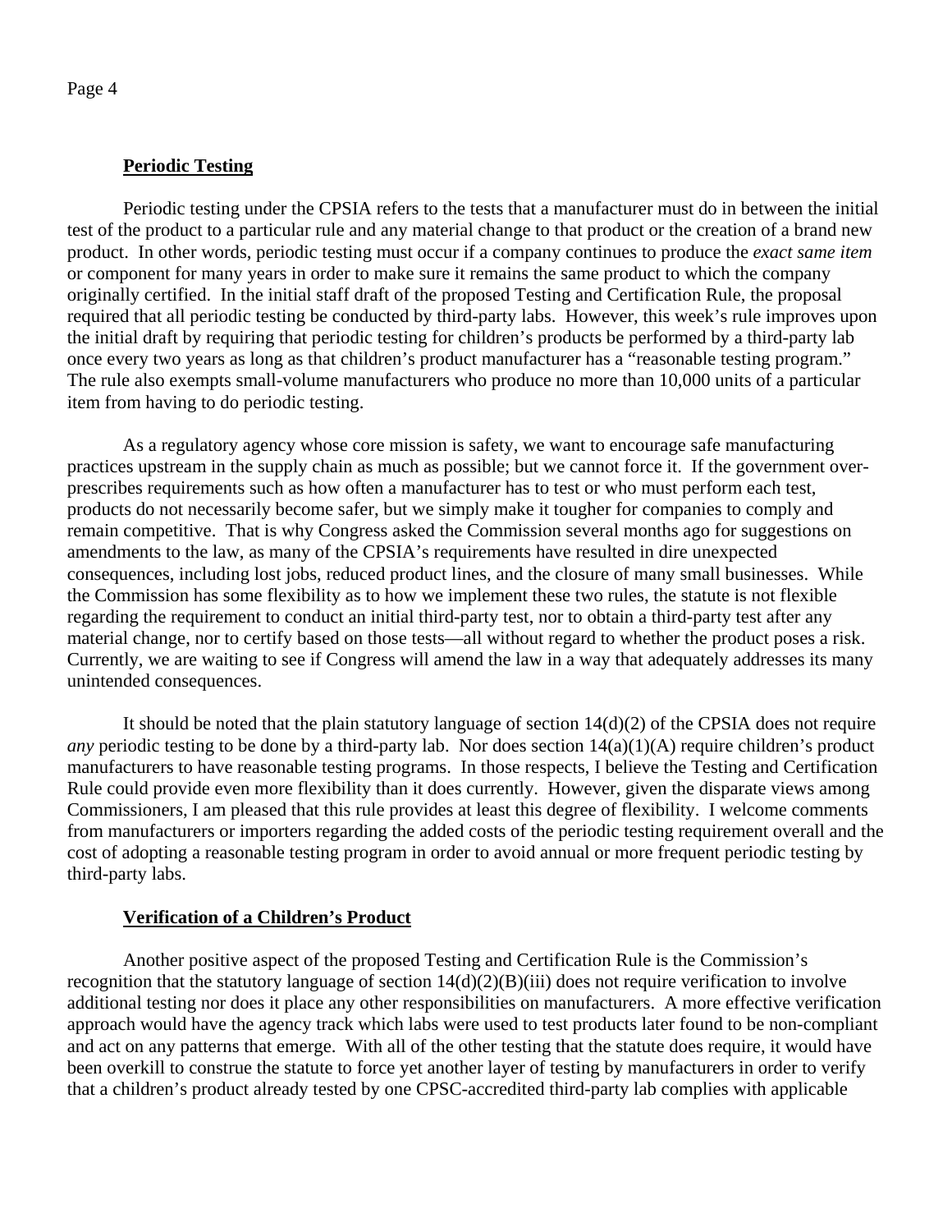**Periodic Testing**

Periodic testing under the CPSIA refers to the tests that a manufacturer must do in between the initial test of the product to a particular rule and any material change to that product or the creation of a brand new product. In other words, periodic testing must occur if a company continues to produce the *exact same item* or component for many years in order to make sure it remains the same product to which the company originally certified. In the initial staff draft of the proposed Testing and Certification Rule, the proposal required that all periodic testing be conducted by third-party labs. However, this week's rule improves upon the initial draft by requiring that periodic testing for children's products be performed by a third-party lab once every two years as long as that children's product manufacturer has a "reasonable testing program." The rule also exempts small-volume manufacturers who produce no more than 10,000 units of a particular item from having to do periodic testing.

As a regulatory agency whose core mission is safety, we want to encourage safe manufacturing practices upstream in the supply chain as much as possible; but we cannot force it. If the government over-prescribes requirements such as how often a manufacturer has to test or who must perform each test, products do not necessarily become safer, but we simply make it tougher for companies to comply and remain competitive. That is why Congress asked the Commission several months ago for suggestions on amendments to the law, as many of the CPSIA's requirements have resulted in dire unexpected consequences, including lost jobs, reduced product lines, and the closure of many small businesses. While the Commission has some flexibility as to how we implement these two rules, the statute is not flexible regarding the requirement to conduct an initial third-party test, nor to obtain a third-party test after any material change, nor to certify based on those tests—all without regard to whether the product poses a risk. Currently, we are waiting to see if Congress will amend the law in a way that adequately addresses its many unintended consequences.

It should be noted that the plain statutory language of section 14(d)(2) of the CPSIA does not require *any* periodic testing to be done by a third-party lab. Nor does section 14(a)(1)(A) require children's product manufacturers to have reasonable testing programs. In those respects, I believe the Testing and Certification Rule could provide even more flexibility than it does currently. However, given the disparate views among Commissioners, I am pleased that this rule provides at least this degree of flexibility. I welcome comments from manufacturers or importers regarding the added costs of the periodic testing requirement overall and the cost of adopting a reasonable testing program in order to avoid annual or more frequent periodic testing by third-party labs.

**Verification of a Children's Product**

Another positive aspect of the proposed Testing and Certification Rule is the Commission's recognition that the statutory language of section 14(d)(2)(B)(iii) does not require verification to involve additional testing nor does it place any other responsibilities on manufacturers. A more effective verification approach would have the agency track which labs were used to test products later found to be non-compliant and act on any patterns that emerge. With all of the other testing that the statute does require, it would have been overkill to construe the statute to force yet another layer of testing by manufacturers in order to verify that a children's product already tested by one CPSC-accredited third-party lab complies with applicable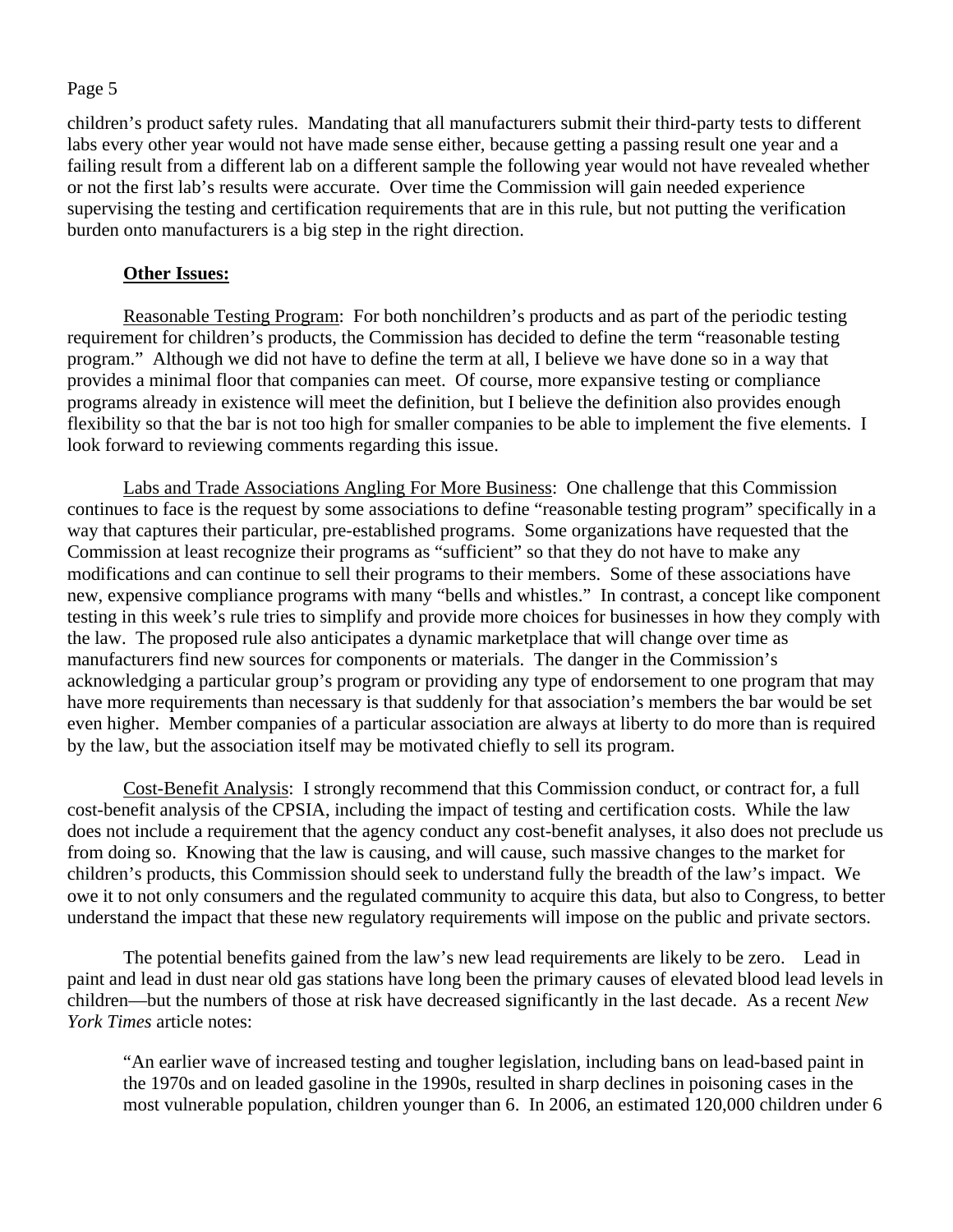children's product safety rules. Mandating that all manufacturers submit their third-party tests to different labs every other year would not have made sense either, because getting a passing result one year and a failing result from a different lab on a different sample the following year would not have revealed whether or not the first lab's results were accurate. Over time the Commission will gain needed experience supervising the testing and certification requirements that are in this rule, but not putting the verification burden onto manufacturers is a big step in the right direction.

**Other Issues:**

Reasonable Testing Program: For both nonchildren's products and as part of the periodic testing requirement for children's products, the Commission has decided to define the term "reasonable testing program." Although we did not have to define the term at all, I believe we have done so in a way that provides a minimal floor that companies can meet. Of course, more expansive testing or compliance programs already in existence will meet the definition, but I believe the definition also provides enough flexibility so that the bar is not too high for smaller companies to be able to implement the five elements. I look forward to reviewing comments regarding this issue.

Labs and Trade Associations Angling For More Business: One challenge that this Commission continues to face is the request by some associations to define "reasonable testing program" specifically in a way that captures their particular, pre-established programs. Some organizations have requested that the Commission at least recognize their programs as "sufficient" so that they do not have to make any modifications and can continue to sell their programs to their members. Some of these associations have new, expensive compliance programs with many "bells and whistles." In contrast, a concept like component testing in this week's rule tries to simplify and provide more choices for businesses in how they comply with the law. The proposed rule also anticipates a dynamic marketplace that will change over time as manufacturers find new sources for components or materials. The danger in the Commission's acknowledging a particular group's program or providing any type of endorsement to one program that may have more requirements than necessary is that suddenly for that association's members the bar would be set even higher. Member companies of a particular association are always at liberty to do more than is required by the law, but the association itself may be motivated chiefly to sell its program.

Cost-Benefit Analysis: I strongly recommend that this Commission conduct, or contract for, a full cost-benefit analysis of the CPSIA, including the impact of testing and certification costs. While the law does not include a requirement that the agency conduct any cost-benefit analyses, it also does not preclude us from doing so. Knowing that the law is causing, and will cause, such massive changes to the market for children's products, this Commission should seek to understand fully the breadth of the law's impact. We owe it to not only consumers and the regulated community to acquire this data, but also to Congress, to better understand the impact that these new regulatory requirements will impose on the public and private sectors.

The potential benefits gained from the law's new lead requirements are likely to be zero. Lead in paint and lead in dust near old gas stations have long been the primary causes of elevated blood lead levels in children—but the numbers of those at risk have decreased significantly in the last decade. As a recent *New York Times* article notes:

> "An earlier wave of increased testing and tougher legislation, including bans on lead-based paint in the 1970s and on leaded gasoline in the 1990s, resulted in sharp declines in poisoning cases in the most vulnerable population, children younger than 6. In 2006, an estimated 120,000 children under 6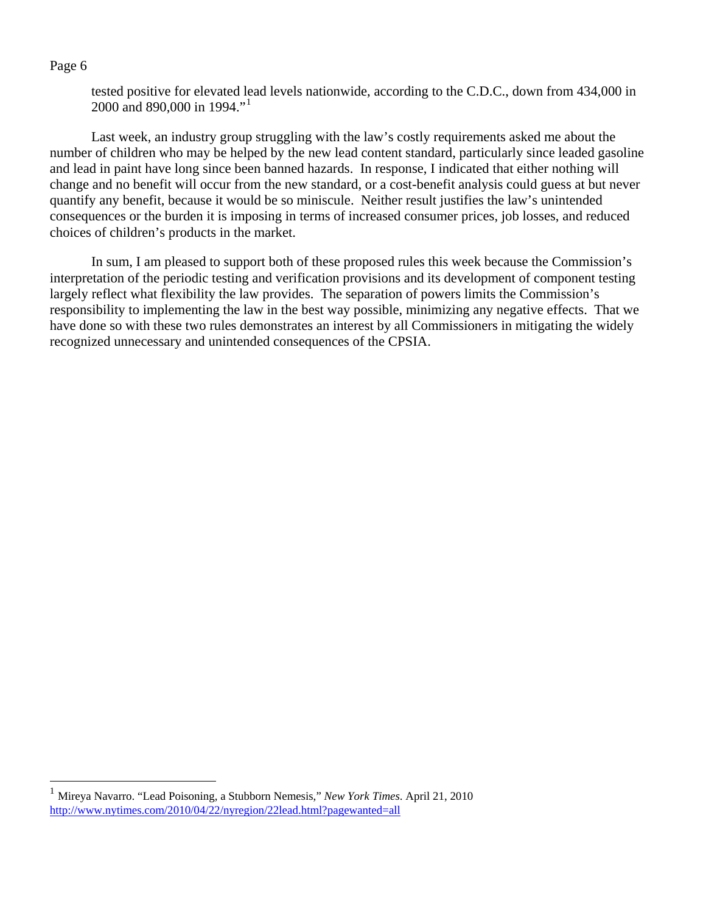tested positive for elevated lead levels nationwide, according to the C.D.C., down from 434,000 in 2000 and 890,000 in 1994."[1]

Last week, an industry group struggling with the law's costly requirements asked me about the number of children who may be helped by the new lead content standard, particularly since leaded gasoline and lead in paint have long since been banned hazards. In response, I indicated that either nothing will change and no benefit will occur from the new standard, or a cost-benefit analysis could guess at but never quantify any benefit, because it would be so miniscule. Neither result justifies the law's unintended consequences or the burden it is imposing in terms of increased consumer prices, job losses, and reduced choices of children's products in the market.

In sum, I am pleased to support both of these proposed rules this week because the Commission's interpretation of the periodic testing and verification provisions and its development of component testing largely reflect what flexibility the law provides. The separation of powers limits the Commission's responsibility to implementing the law in the best way possible, minimizing any negative effects. That we have done so with these two rules demonstrates an interest by all Commissioners in mitigating the widely recognized unnecessary and unintended consequences of the CPSIA.

---

[1] Mireya Navarro. "Lead Poisoning, a Stubborn Nemesis," *New York Times*. April 21, 2010 http://www.nytimes.com/2010/04/22/nyregion/22lead.html?pagewanted=all